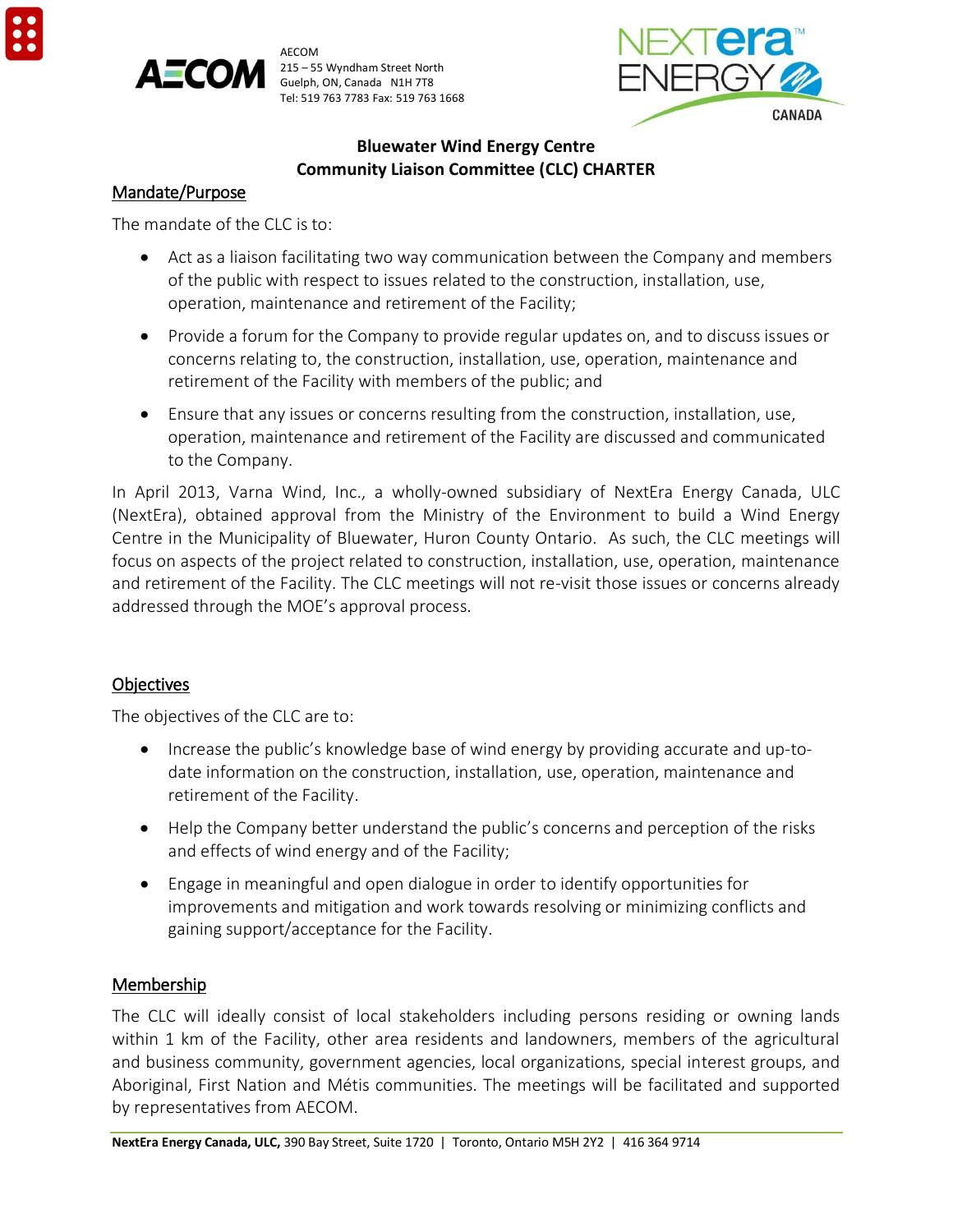AECOM
215 – 55 Wyndham Street North
Guelph, ON, Canada N1H 7T8
Tel: 519 763 7783 Fax: 519 763 1668

# Bluewater Wind Energy Centre
# Community Liaison Committee (CLC) CHARTER

## Mandate/Purpose

The mandate of the CLC is to:

- Act as a liaison facilitating two way communication between the Company and members of the public with respect to issues related to the construction, installation, use, operation, maintenance and retirement of the Facility;
- Provide a forum for the Company to provide regular updates on, and to discuss issues or concerns relating to, the construction, installation, use, operation, maintenance and retirement of the Facility with members of the public; and
- Ensure that any issues or concerns resulting from the construction, installation, use, operation, maintenance and retirement of the Facility are discussed and communicated to the Company.

In April 2013, Varna Wind, Inc., a wholly-owned subsidiary of NextEra Energy Canada, ULC (NextEra), obtained approval from the Ministry of the Environment to build a Wind Energy Centre in the Municipality of Bluewater, Huron County Ontario. As such, the CLC meetings will focus on aspects of the project related to construction, installation, use, operation, maintenance and retirement of the Facility. The CLC meetings will not re-visit those issues or concerns already addressed through the MOE's approval process.

## Objectives

The objectives of the CLC are to:

- Increase the public's knowledge base of wind energy by providing accurate and up-to-date information on the construction, installation, use, operation, maintenance and retirement of the Facility.
- Help the Company better understand the public's concerns and perception of the risks and effects of wind energy and of the Facility;
- Engage in meaningful and open dialogue in order to identify opportunities for improvements and mitigation and work towards resolving or minimizing conflicts and gaining support/acceptance for the Facility.

## Membership

The CLC will ideally consist of local stakeholders including persons residing or owning lands within 1 km of the Facility, other area residents and landowners, members of the agricultural and business community, government agencies, local organizations, special interest groups, and Aboriginal, First Nation and Métis communities. The meetings will be facilitated and supported by representatives from AECOM.

**NextEra Energy Canada, ULC,** 390 Bay Street, Suite 1720 | Toronto, Ontario M5H 2Y2 | 416 364 9714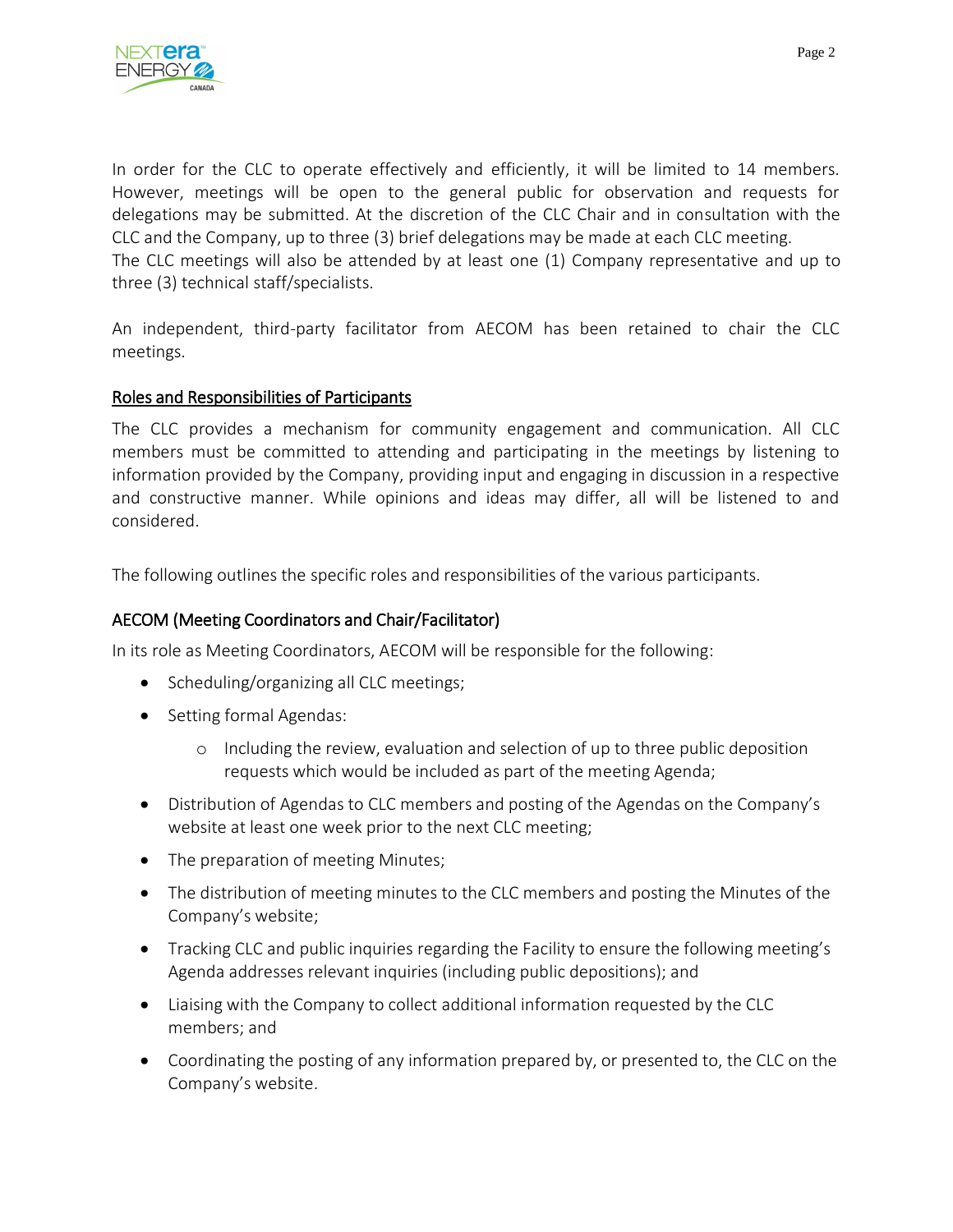In order for the CLC to operate effectively and efficiently, it will be limited to 14 members. However, meetings will be open to the general public for observation and requests for delegations may be submitted. At the discretion of the CLC Chair and in consultation with the CLC and the Company, up to three (3) brief delegations may be made at each CLC meeting.
The CLC meetings will also be attended by at least one (1) Company representative and up to three (3) technical staff/specialists.

An independent, third-party facilitator from AECOM has been retained to chair the CLC meetings.

## Roles and Responsibilities of Participants

The CLC provides a mechanism for community engagement and communication. All CLC members must be committed to attending and participating in the meetings by listening to information provided by the Company, providing input and engaging in discussion in a respective and constructive manner. While opinions and ideas may differ, all will be listened to and considered.

The following outlines the specific roles and responsibilities of the various participants.

### AECOM (Meeting Coordinators and Chair/Facilitator)

In its role as Meeting Coordinators, AECOM will be responsible for the following:

- Scheduling/organizing all CLC meetings;
- Setting formal Agendas:
  - Including the review, evaluation and selection of up to three public deposition requests which would be included as part of the meeting Agenda;
- Distribution of Agendas to CLC members and posting of the Agendas on the Company's website at least one week prior to the next CLC meeting;
- The preparation of meeting Minutes;
- The distribution of meeting minutes to the CLC members and posting the Minutes of the Company's website;
- Tracking CLC and public inquiries regarding the Facility to ensure the following meeting's Agenda addresses relevant inquiries (including public depositions); and
- Liaising with the Company to collect additional information requested by the CLC members; and
- Coordinating the posting of any information prepared by, or presented to, the CLC on the Company's website.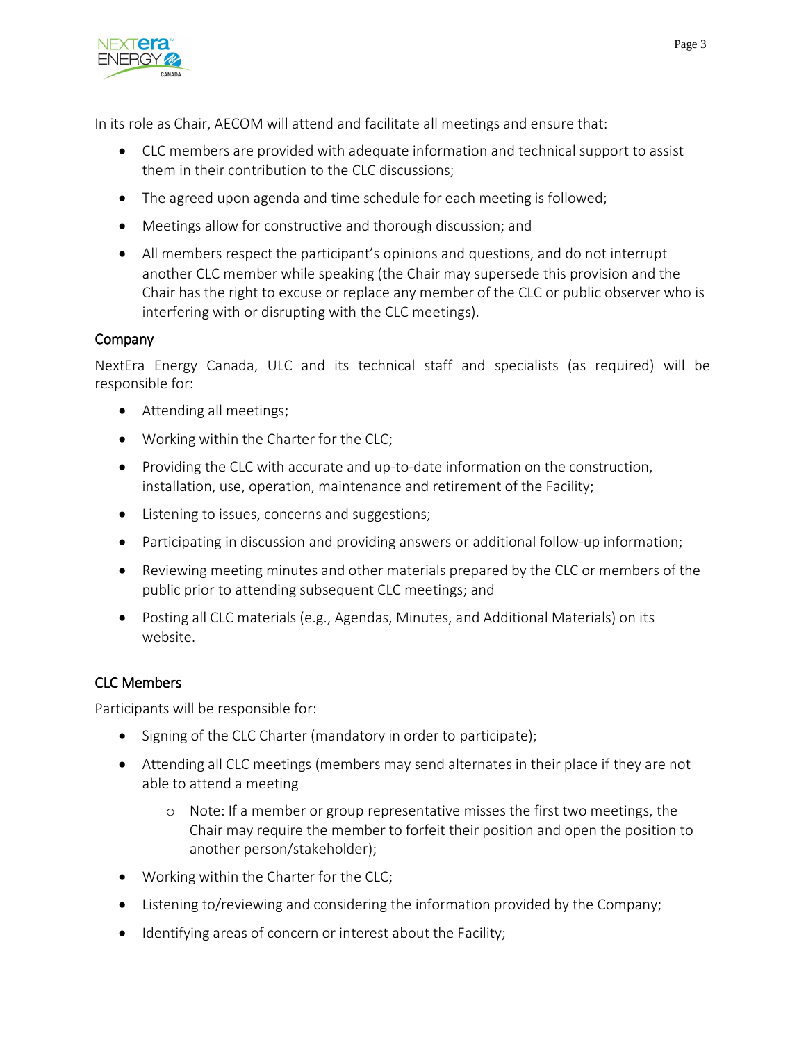In its role as Chair, AECOM will attend and facilitate all meetings and ensure that:

- CLC members are provided with adequate information and technical support to assist them in their contribution to the CLC discussions;
- The agreed upon agenda and time schedule for each meeting is followed;
- Meetings allow for constructive and thorough discussion; and
- All members respect the participant's opinions and questions, and do not interrupt another CLC member while speaking (the Chair may supersede this provision and the Chair has the right to excuse or replace any member of the CLC or public observer who is interfering with or disrupting with the CLC meetings).

### Company

NextEra Energy Canada, ULC and its technical staff and specialists (as required) will be responsible for:

- Attending all meetings;
- Working within the Charter for the CLC;
- Providing the CLC with accurate and up-to-date information on the construction, installation, use, operation, maintenance and retirement of the Facility;
- Listening to issues, concerns and suggestions;
- Participating in discussion and providing answers or additional follow-up information;
- Reviewing meeting minutes and other materials prepared by the CLC or members of the public prior to attending subsequent CLC meetings; and
- Posting all CLC materials (e.g., Agendas, Minutes, and Additional Materials) on its website.

### CLC Members

Participants will be responsible for:

- Signing of the CLC Charter (mandatory in order to participate);
- Attending all CLC meetings (members may send alternates in their place if they are not able to attend a meeting
  - Note: If a member or group representative misses the first two meetings, the Chair may require the member to forfeit their position and open the position to another person/stakeholder);
- Working within the Charter for the CLC;
- Listening to/reviewing and considering the information provided by the Company;
- Identifying areas of concern or interest about the Facility;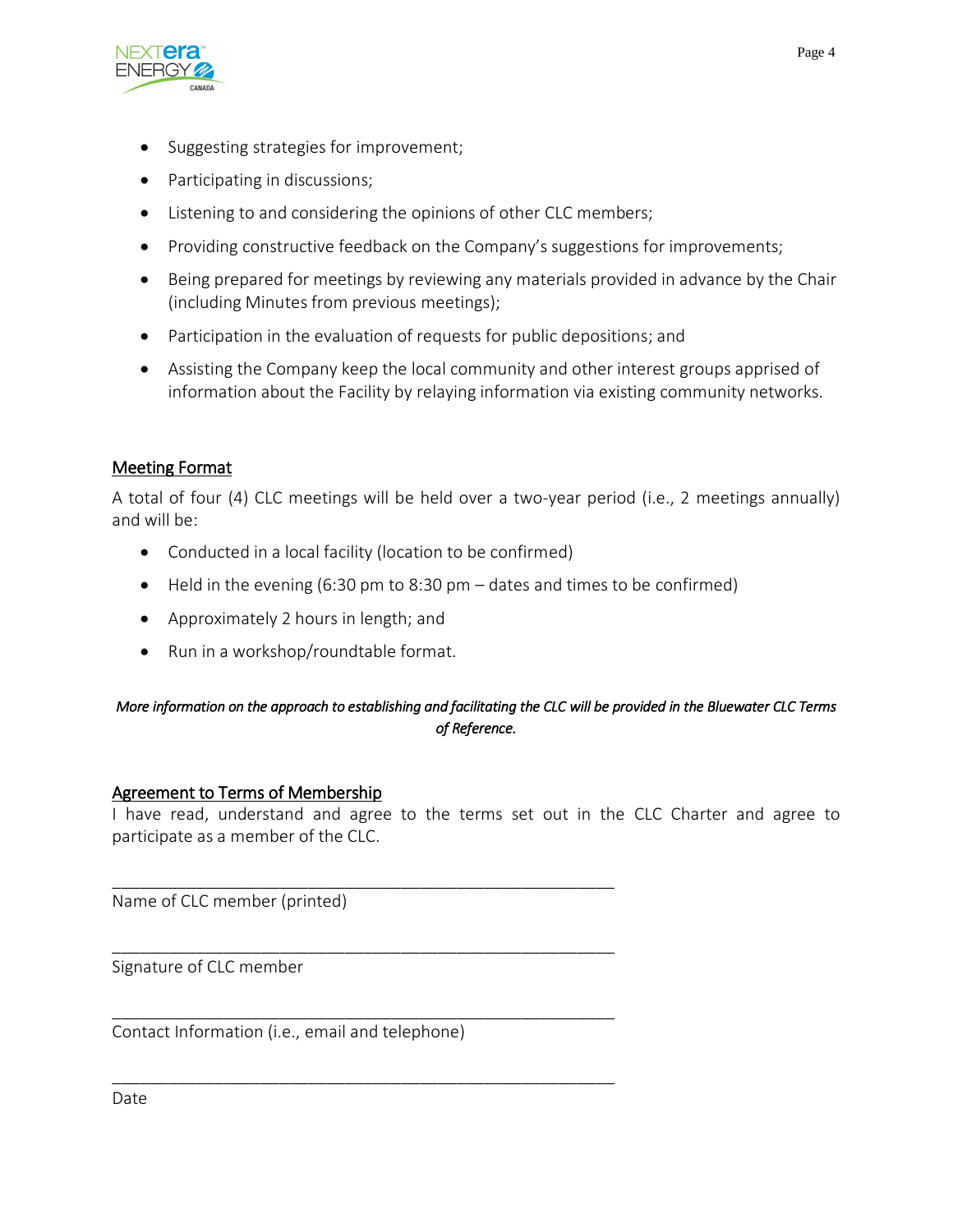- Suggesting strategies for improvement;
- Participating in discussions;
- Listening to and considering the opinions of other CLC members;
- Providing constructive feedback on the Company's suggestions for improvements;
- Being prepared for meetings by reviewing any materials provided in advance by the Chair (including Minutes from previous meetings);
- Participation in the evaluation of requests for public depositions; and
- Assisting the Company keep the local community and other interest groups apprised of information about the Facility by relaying information via existing community networks.

## Meeting Format

A total of four (4) CLC meetings will be held over a two-year period (i.e., 2 meetings annually) and will be:

- Conducted in a local facility (location to be confirmed)
- Held in the evening (6:30 pm to 8:30 pm – dates and times to be confirmed)
- Approximately 2 hours in length; and
- Run in a workshop/roundtable format.

*More information on the approach to establishing and facilitating the CLC will be provided in the Bluewater CLC Terms of Reference.*

## Agreement to Terms of Membership

I have read, understand and agree to the terms set out in the CLC Charter and agree to participate as a member of the CLC.

_______________________________________________________

Name of CLC member (printed)

_______________________________________________________

Signature of CLC member

_______________________________________________________

Contact Information (i.e., email and telephone)

_______________________________________________________

Date